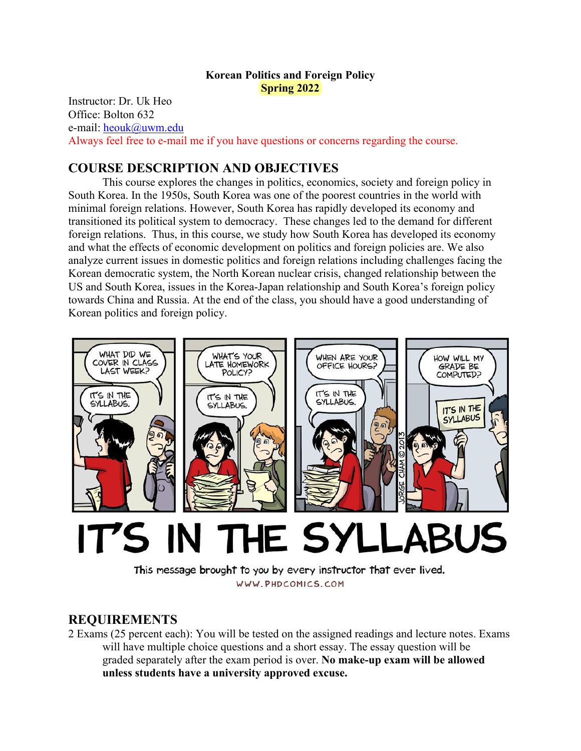**Korean Politics and Foreign Policy**

**Spring 2022**

Instructor: Dr. Uk Heo
Office: Bolton 632
e-mail: heouk@uwm.edu
Always feel free to e-mail me if you have questions or concerns regarding the course.

## COURSE DESCRIPTION AND OBJECTIVES

This course explores the changes in politics, economics, society and foreign policy in South Korea. In the 1950s, South Korea was one of the poorest countries in the world with minimal foreign relations. However, South Korea has rapidly developed its economy and transitioned its political system to democracy. These changes led to the demand for different foreign relations. Thus, in this course, we study how South Korea has developed its economy and what the effects of economic development on politics and foreign policies are. We also analyze current issues in domestic politics and foreign relations including challenges facing the Korean democratic system, the North Korean nuclear crisis, changed relationship between the US and South Korea, issues in the Korea-Japan relationship and South Korea's foreign policy towards China and Russia. At the end of the class, you should have a good understanding of Korean politics and foreign policy.

## REQUIREMENTS

2 Exams (25 percent each): You will be tested on the assigned readings and lecture notes. Exams will have multiple choice questions and a short essay. The essay question will be graded separately after the exam period is over. **No make-up exam will be allowed unless students have a university approved excuse.**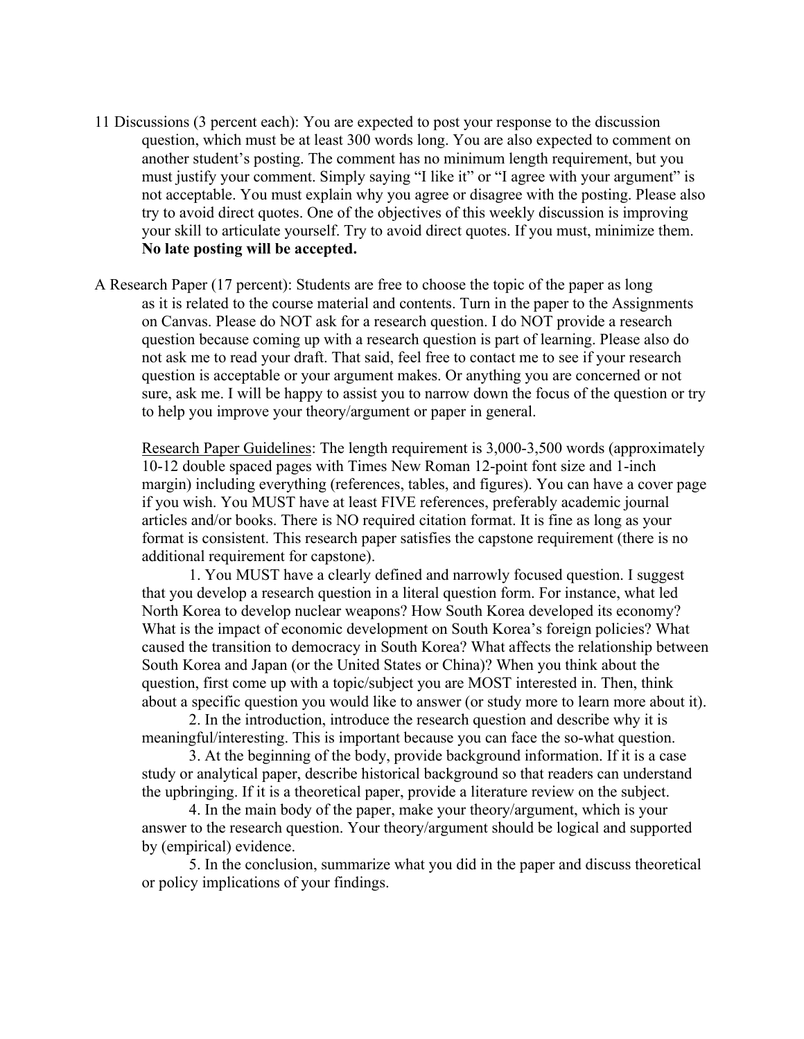11 Discussions (3 percent each): You are expected to post your response to the discussion question, which must be at least 300 words long. You are also expected to comment on another student's posting. The comment has no minimum length requirement, but you must justify your comment. Simply saying "I like it" or "I agree with your argument" is not acceptable. You must explain why you agree or disagree with the posting. Please also try to avoid direct quotes. One of the objectives of this weekly discussion is improving your skill to articulate yourself. Try to avoid direct quotes. If you must, minimize them. **No late posting will be accepted.**

A Research Paper (17 percent): Students are free to choose the topic of the paper as long as it is related to the course material and contents. Turn in the paper to the Assignments on Canvas. Please do NOT ask for a research question. I do NOT provide a research question because coming up with a research question is part of learning. Please also do not ask me to read your draft. That said, feel free to contact me to see if your research question is acceptable or your argument makes. Or anything you are concerned or not sure, ask me. I will be happy to assist you to narrow down the focus of the question or try to help you improve your theory/argument or paper in general.

<u>Research Paper Guidelines</u>: The length requirement is 3,000-3,500 words (approximately 10-12 double spaced pages with Times New Roman 12-point font size and 1-inch margin) including everything (references, tables, and figures). You can have a cover page if you wish. You MUST have at least FIVE references, preferably academic journal articles and/or books. There is NO required citation format. It is fine as long as your format is consistent. This research paper satisfies the capstone requirement (there is no additional requirement for capstone).

1. You MUST have a clearly defined and narrowly focused question. I suggest that you develop a research question in a literal question form. For instance, what led North Korea to develop nuclear weapons? How South Korea developed its economy? What is the impact of economic development on South Korea's foreign policies? What caused the transition to democracy in South Korea? What affects the relationship between South Korea and Japan (or the United States or China)? When you think about the question, first come up with a topic/subject you are MOST interested in. Then, think about a specific question you would like to answer (or study more to learn more about it).

2. In the introduction, introduce the research question and describe why it is meaningful/interesting. This is important because you can face the so-what question.

3. At the beginning of the body, provide background information. If it is a case study or analytical paper, describe historical background so that readers can understand the upbringing. If it is a theoretical paper, provide a literature review on the subject.

4. In the main body of the paper, make your theory/argument, which is your answer to the research question. Your theory/argument should be logical and supported by (empirical) evidence.

5. In the conclusion, summarize what you did in the paper and discuss theoretical or policy implications of your findings.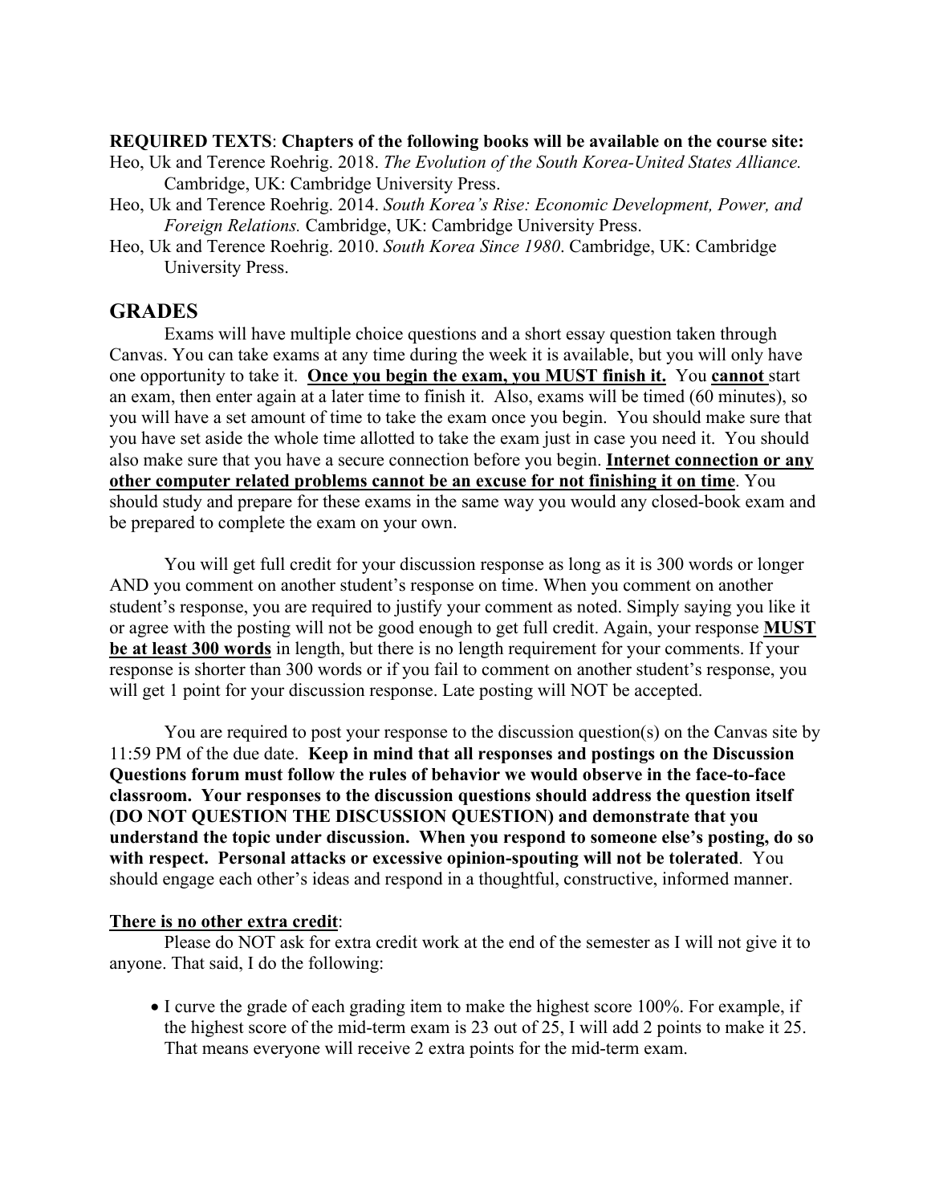**REQUIRED TEXTS**: **Chapters of the following books will be available on the course site:**

Heo, Uk and Terence Roehrig. 2018. *The Evolution of the South Korea-United States Alliance.* Cambridge, UK: Cambridge University Press.

Heo, Uk and Terence Roehrig. 2014. *South Korea's Rise: Economic Development, Power, and Foreign Relations.* Cambridge, UK: Cambridge University Press.

Heo, Uk and Terence Roehrig. 2010. *South Korea Since 1980*. Cambridge, UK: Cambridge University Press.

## GRADES

Exams will have multiple choice questions and a short essay question taken through Canvas. You can take exams at any time during the week it is available, but you will only have one opportunity to take it. **Once you begin the exam, you MUST finish it.** You **cannot** start an exam, then enter again at a later time to finish it. Also, exams will be timed (60 minutes), so you will have a set amount of time to take the exam once you begin. You should make sure that you have set aside the whole time allotted to take the exam just in case you need it. You should also make sure that you have a secure connection before you begin. **Internet connection or any other computer related problems cannot be an excuse for not finishing it on time**. You should study and prepare for these exams in the same way you would any closed-book exam and be prepared to complete the exam on your own.

You will get full credit for your discussion response as long as it is 300 words or longer AND you comment on another student's response on time. When you comment on another student's response, you are required to justify your comment as noted. Simply saying you like it or agree with the posting will not be good enough to get full credit. Again, your response **MUST be at least 300 words** in length, but there is no length requirement for your comments. If your response is shorter than 300 words or if you fail to comment on another student's response, you will get 1 point for your discussion response. Late posting will NOT be accepted.

You are required to post your response to the discussion question(s) on the Canvas site by 11:59 PM of the due date. **Keep in mind that all responses and postings on the Discussion Questions forum must follow the rules of behavior we would observe in the face-to-face classroom. Your responses to the discussion questions should address the question itself (DO NOT QUESTION THE DISCUSSION QUESTION) and demonstrate that you understand the topic under discussion. When you respond to someone else's posting, do so with respect. Personal attacks or excessive opinion-spouting will not be tolerated**. You should engage each other's ideas and respond in a thoughtful, constructive, informed manner.

**There is no other extra credit**:

Please do NOT ask for extra credit work at the end of the semester as I will not give it to anyone. That said, I do the following:

- I curve the grade of each grading item to make the highest score 100%. For example, if the highest score of the mid-term exam is 23 out of 25, I will add 2 points to make it 25. That means everyone will receive 2 extra points for the mid-term exam.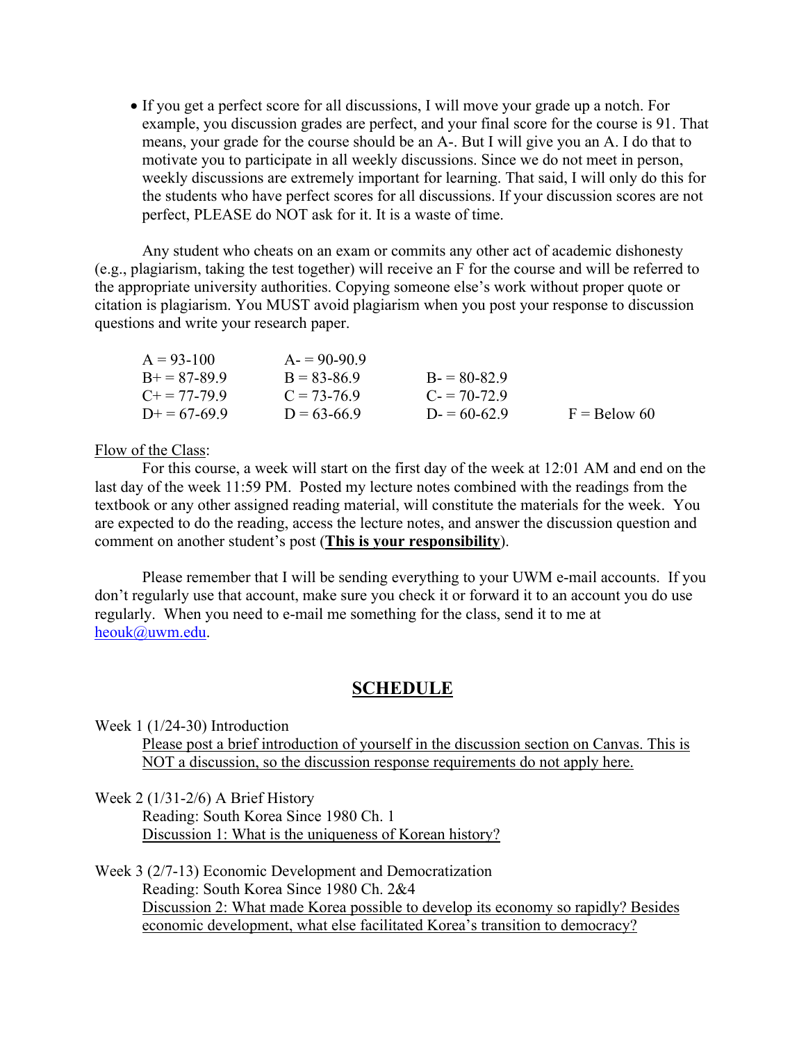- If you get a perfect score for all discussions, I will move your grade up a notch. For example, you discussion grades are perfect, and your final score for the course is 91. That means, your grade for the course should be an A-. But I will give you an A. I do that to motivate you to participate in all weekly discussions. Since we do not meet in person, weekly discussions are extremely important for learning. That said, I will only do this for the students who have perfect scores for all discussions. If your discussion scores are not perfect, PLEASE do NOT ask for it. It is a waste of time.

Any student who cheats on an exam or commits any other act of academic dishonesty (e.g., plagiarism, taking the test together) will receive an F for the course and will be referred to the appropriate university authorities. Copying someone else's work without proper quote or citation is plagiarism. You MUST avoid plagiarism when you post your response to discussion questions and write your research paper.

| | | | |
|---|---|---|---|
| A = 93-100 | A- = 90-90.9 | | |
| B+ = 87-89.9 | B = 83-86.9 | B- = 80-82.9 | |
| C+ = 77-79.9 | C = 73-76.9 | C- = 70-72.9 | |
| D+ = 67-69.9 | D = 63-66.9 | D- = 60-62.9 | F = Below 60 |

Flow of the Class:

For this course, a week will start on the first day of the week at 12:01 AM and end on the last day of the week 11:59 PM. Posted my lecture notes combined with the readings from the textbook or any other assigned reading material, will constitute the materials for the week. You are expected to do the reading, access the lecture notes, and answer the discussion question and comment on another student's post (**This is your responsibility**).

Please remember that I will be sending everything to your UWM e-mail accounts. If you don't regularly use that account, make sure you check it or forward it to an account you do use regularly. When you need to e-mail me something for the class, send it to me at heouk@uwm.edu.

## SCHEDULE

Week 1 (1/24-30) Introduction
Please post a brief introduction of yourself in the discussion section on Canvas. This is NOT a discussion, so the discussion response requirements do not apply here.

Week 2 (1/31-2/6) A Brief History
Reading: South Korea Since 1980 Ch. 1
Discussion 1: What is the uniqueness of Korean history?

Week 3 (2/7-13) Economic Development and Democratization
Reading: South Korea Since 1980 Ch. 2&4
Discussion 2: What made Korea possible to develop its economy so rapidly? Besides economic development, what else facilitated Korea's transition to democracy?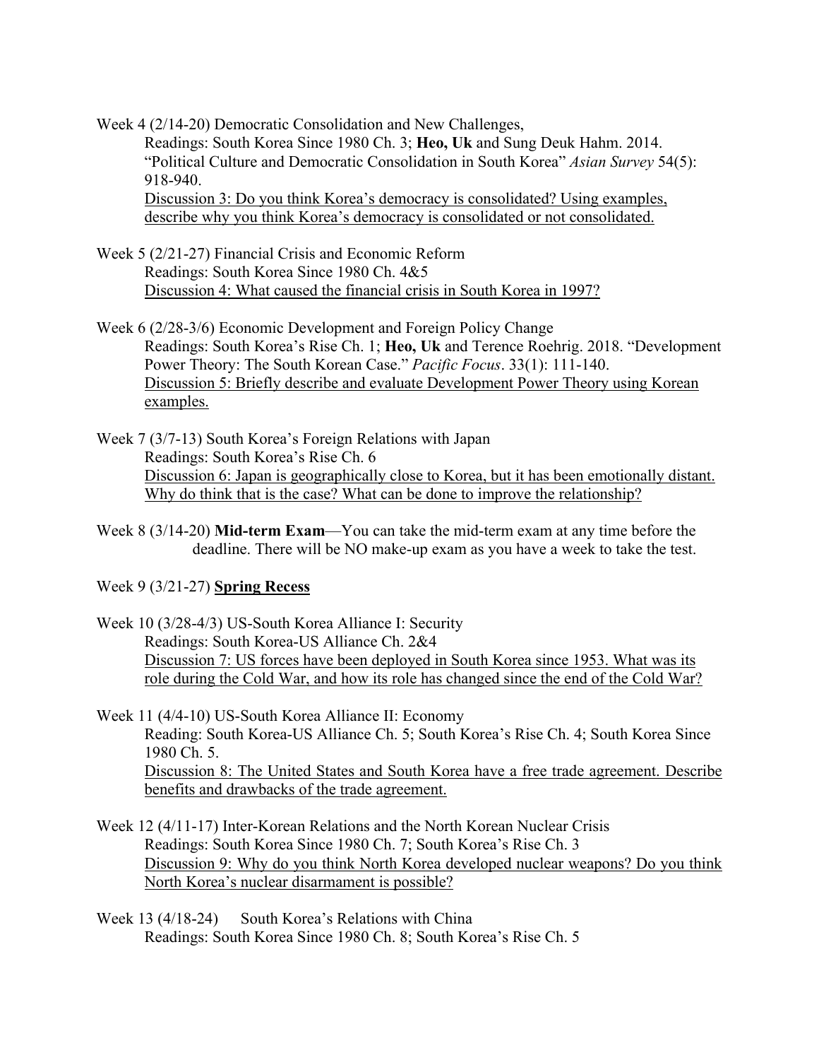Week 4 (2/14-20) Democratic Consolidation and New Challenges,

Readings: South Korea Since 1980 Ch. 3; **Heo, Uk** and Sung Deuk Hahm. 2014. "Political Culture and Democratic Consolidation in South Korea" *Asian Survey* 54(5): 918-940.

<u>Discussion 3: Do you think Korea's democracy is consolidated? Using examples, describe why you think Korea's democracy is consolidated or not consolidated.</u>

Week 5 (2/21-27) Financial Crisis and Economic Reform

Readings: South Korea Since 1980 Ch. 4&5

<u>Discussion 4: What caused the financial crisis in South Korea in 1997?</u>

Week 6 (2/28-3/6) Economic Development and Foreign Policy Change

Readings: South Korea's Rise Ch. 1; **Heo, Uk** and Terence Roehrig. 2018. "Development Power Theory: The South Korean Case." *Pacific Focus*. 33(1): 111-140.

<u>Discussion 5: Briefly describe and evaluate Development Power Theory using Korean examples.</u>

Week 7 (3/7-13) South Korea's Foreign Relations with Japan

Readings: South Korea's Rise Ch. 6

<u>Discussion 6: Japan is geographically close to Korea, but it has been emotionally distant. Why do think that is the case? What can be done to improve the relationship?</u>

Week 8 (3/14-20) **Mid-term Exam**—You can take the mid-term exam at any time before the deadline. There will be NO make-up exam as you have a week to take the test.

Week 9 (3/21-27) <u>**Spring Recess**</u>

Week 10 (3/28-4/3) US-South Korea Alliance I: Security

Readings: South Korea-US Alliance Ch. 2&4

<u>Discussion 7: US forces have been deployed in South Korea since 1953. What was its role during the Cold War, and how its role has changed since the end of the Cold War?</u>

Week 11 (4/4-10) US-South Korea Alliance II: Economy

Reading: South Korea-US Alliance Ch. 5; South Korea's Rise Ch. 4; South Korea Since 1980 Ch. 5.

<u>Discussion 8: The United States and South Korea have a free trade agreement. Describe benefits and drawbacks of the trade agreement.</u>

Week 12 (4/11-17) Inter-Korean Relations and the North Korean Nuclear Crisis

Readings: South Korea Since 1980 Ch. 7; South Korea's Rise Ch. 3

<u>Discussion 9: Why do you think North Korea developed nuclear weapons? Do you think North Korea's nuclear disarmament is possible?</u>

Week 13 (4/18-24) South Korea's Relations with China

Readings: South Korea Since 1980 Ch. 8; South Korea's Rise Ch. 5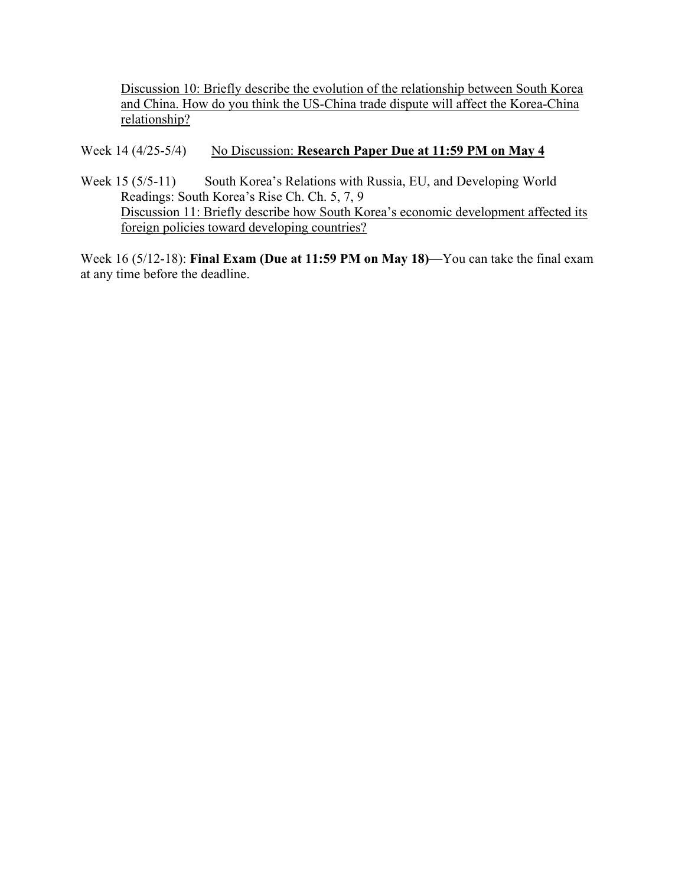<u>Discussion 10: Briefly describe the evolution of the relationship between South Korea and China. How do you think the US-China trade dispute will affect the Korea-China relationship?</u>

Week 14 (4/25-5/4) <u>No Discussion: **Research Paper Due at 11:59 PM on May 4**</u>

Week 15 (5/5-11) South Korea's Relations with Russia, EU, and Developing World
Readings: South Korea's Rise Ch. Ch. 5, 7, 9
<u>Discussion 11: Briefly describe how South Korea's economic development affected its foreign policies toward developing countries?</u>

Week 16 (5/12-18): **Final Exam (Due at 11:59 PM on May 18)**—You can take the final exam at any time before the deadline.